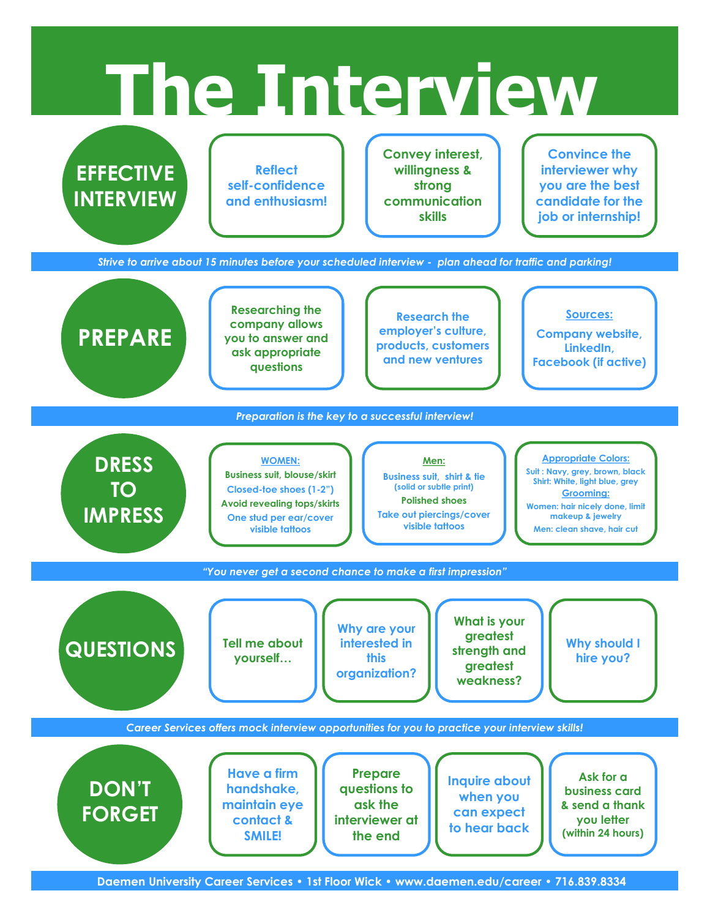# The Interview

## EFFECTIVE INTERVIEW

- Reflect self-confidence and enthusiasm!
- Convey interest, willingness & strong communication skills
- Convince the interviewer why you are the best candidate for the job or internship!

*Strive to arrive about 15 minutes before your scheduled interview - plan ahead for traffic and parking!*

## PREPARE

- Researching the company allows you to answer and ask appropriate questions
- Research the employer's culture, products, customers and new ventures
- **Sources:** Company website, LinkedIn, Facebook (if active)

*Preparation is the key to a successful interview!*

## DRESS TO IMPRESS

**WOMEN:**
- Business suit, blouse/skirt
- Closed-toe shoes (1-2")
- Avoid revealing tops/skirts
- One stud per ear/cover visible tattoos

**Men:**
- Business suit, shirt & tie (solid or subtle print)
- Polished shoes
- Take out piercings/cover visible tattoos

**Appropriate Colors:**
- Suit : Navy, grey, brown, black
- Shirt: White, light blue, grey

**Grooming:**
- Women: hair nicely done, limit makeup & jewelry
- Men: clean shave, hair cut

*"You never get a second chance to make a first impression"*

## QUESTIONS

- Tell me about yourself…
- Why are your interested in this organization?
- What is your greatest strength and greatest weakness?
- Why should I hire you?

*Career Services offers mock interview opportunities for you to practice your interview skills!*

## DON'T FORGET

- Have a firm handshake, maintain eye contact & SMILE!
- Prepare questions to ask the interviewer at the end
- Inquire about when you can expect to hear back
- Ask for a business card & send a thank you letter (within 24 hours)

**Daemen University Career Services • 1st Floor Wick • www.daemen.edu/career • 716.839.8334**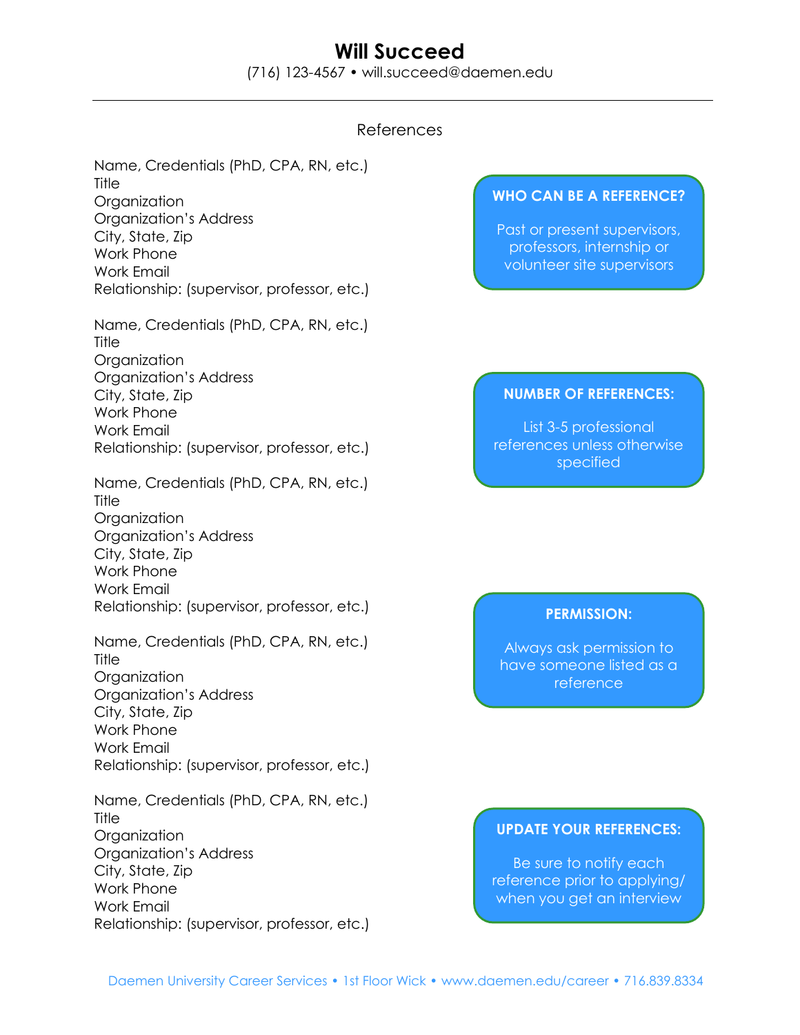# Will Succeed

(716) 123-4567 • will.succeed@daemen.edu

---

## References

Name, Credentials (PhD, CPA, RN, etc.)
Title
Organization
Organization's Address
City, State, Zip
Work Phone
Work Email
Relationship: (supervisor, professor, etc.)

Name, Credentials (PhD, CPA, RN, etc.)
Title
Organization
Organization's Address
City, State, Zip
Work Phone
Work Email
Relationship: (supervisor, professor, etc.)

Name, Credentials (PhD, CPA, RN, etc.)
Title
Organization
Organization's Address
City, State, Zip
Work Phone
Work Email
Relationship: (supervisor, professor, etc.)

Name, Credentials (PhD, CPA, RN, etc.)
Title
Organization
Organization's Address
City, State, Zip
Work Phone
Work Email
Relationship: (supervisor, professor, etc.)

Name, Credentials (PhD, CPA, RN, etc.)
Title
Organization
Organization's Address
City, State, Zip
Work Phone
Work Email
Relationship: (supervisor, professor, etc.)

**WHO CAN BE A REFERENCE?**

Past or present supervisors, professors, internship or volunteer site supervisors

**NUMBER OF REFERENCES:**

List 3-5 professional references unless otherwise specified

**PERMISSION:**

Always ask permission to have someone listed as a reference

**UPDATE YOUR REFERENCES:**

Be sure to notify each reference prior to applying/ when you get an interview

Daemen University Career Services • 1st Floor Wick • www.daemen.edu/career • 716.839.8334